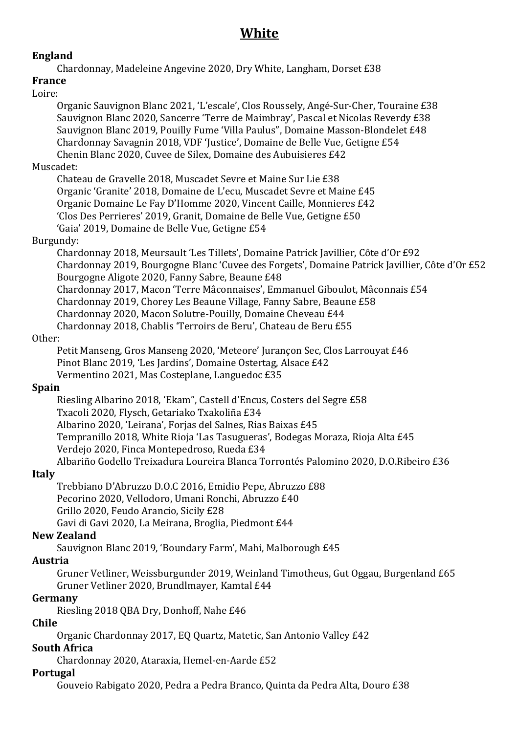# White

**England**

Chardonnay, Madeleine Angevine 2020, Dry White, Langham, Dorset £38

**France**

Loire:

Organic Sauvignon Blanc 2021, 'L'escale', Clos Roussely, Angé-Sur-Cher, Touraine £38
Sauvignon Blanc 2020, Sancerre 'Terre de Maimbray', Pascal et Nicolas Reverdy £38
Sauvignon Blanc 2019, Pouilly Fume 'Villa Paulus", Domaine Masson-Blondelet £48
Chardonnay Savagnin 2018, VDF 'Justice', Domaine de Belle Vue, Getigne £54
Chenin Blanc 2020, Cuvee de Silex, Domaine des Aubuisieres £42

Muscadet:

Chateau de Gravelle 2018, Muscadet Sevre et Maine Sur Lie £38
Organic 'Granite' 2018, Domaine de L'ecu, Muscadet Sevre et Maine £45
Organic Domaine Le Fay D'Homme 2020, Vincent Caille, Monnieres £42
'Clos Des Perrieres' 2019, Granit, Domaine de Belle Vue, Getigne £50
'Gaia' 2019, Domaine de Belle Vue, Getigne £54

Burgundy:

Chardonnay 2018, Meursault 'Les Tillets', Domaine Patrick Javillier, Côte d'Or £92
Chardonnay 2019, Bourgogne Blanc 'Cuvee des Forgets', Domaine Patrick Javillier, Côte d'Or £52
Bourgogne Aligote 2020, Fanny Sabre, Beaune £48
Chardonnay 2017, Macon 'Terre Mâconnaises', Emmanuel Giboulot, Mâconnais £54
Chardonnay 2019, Chorey Les Beaune Village, Fanny Sabre, Beaune £58
Chardonnay 2020, Macon Solutre-Pouilly, Domaine Cheveau £44
Chardonnay 2018, Chablis 'Terroirs de Beru', Chateau de Beru £55

Other:

Petit Manseng, Gros Manseng 2020, 'Meteore' Jurançon Sec, Clos Larrouyat £46
Pinot Blanc 2019, 'Les Jardins', Domaine Ostertag, Alsace £42
Vermentino 2021, Mas Costeplane, Languedoc £35

**Spain**

Riesling Albarino 2018, 'Ekam", Castell d'Encus, Costers del Segre £58
Txacoli 2020, Flysch, Getariako Txakoliña £34
Albarino 2020, 'Leirana', Forjas del Salnes, Rias Baixas £45
Tempranillo 2018, White Rioja 'Las Tasugueras', Bodegas Moraza, Rioja Alta £45
Verdejo 2020, Finca Montepedroso, Rueda £34
Albariño Godello Treixadura Loureira Blanca Torrontés Palomino 2020, D.O.Ribeiro £36

**Italy**

Trebbiano D'Abruzzo D.O.C 2016, Emidio Pepe, Abruzzo £88
Pecorino 2020, Vellodoro, Umani Ronchi, Abruzzo £40
Grillo 2020, Feudo Arancio, Sicily £28
Gavi di Gavi 2020, La Meirana, Broglia, Piedmont £44

**New Zealand**

Sauvignon Blanc 2019, 'Boundary Farm', Mahi, Malborough £45

**Austria**

Gruner Vetliner, Weissburgunder 2019, Weinland Timotheus, Gut Oggau, Burgenland £65
Gruner Vetliner 2020, Brundlmayer, Kamtal £44

**Germany**

Riesling 2018 QBA Dry, Donhoff, Nahe £46

**Chile**

Organic Chardonnay 2017, EQ Quartz, Matetic, San Antonio Valley £42

**South Africa**

Chardonnay 2020, Ataraxia, Hemel-en-Aarde £52

**Portugal**

Gouveio Rabigato 2020, Pedra a Pedra Branco, Quinta da Pedra Alta, Douro £38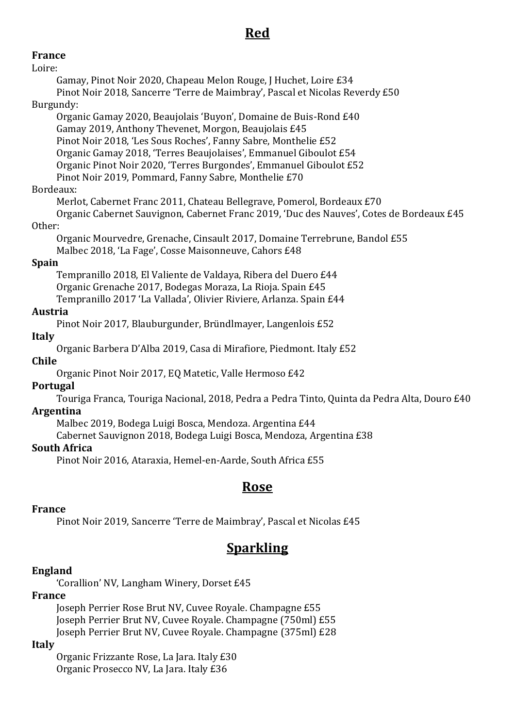## Red

**France**

Loire:

- Gamay, Pinot Noir 2020, Chapeau Melon Rouge, J Huchet, Loire £34
- Pinot Noir 2018, Sancerre 'Terre de Maimbray', Pascal et Nicolas Reverdy £50

Burgundy:

- Organic Gamay 2020, Beaujolais 'Buyon', Domaine de Buis-Rond £40
- Gamay 2019, Anthony Thevenet, Morgon, Beaujolais £45
- Pinot Noir 2018, 'Les Sous Roches', Fanny Sabre, Monthelie £52
- Organic Gamay 2018, 'Terres Beaujolaises', Emmanuel Giboulot £54
- Organic Pinot Noir 2020, 'Terres Burgondes', Emmanuel Giboulot £52
- Pinot Noir 2019, Pommard, Fanny Sabre, Monthelie £70

Bordeaux:

- Merlot, Cabernet Franc 2011, Chateau Bellegrave, Pomerol, Bordeaux £70
- Organic Cabernet Sauvignon, Cabernet Franc 2019, 'Duc des Nauves', Cotes de Bordeaux £45

Other:

- Organic Mourvedre, Grenache, Cinsault 2017, Domaine Terrebrune, Bandol £55
- Malbec 2018, 'La Fage', Cosse Maisonneuve, Cahors £48

**Spain**

- Tempranillo 2018, El Valiente de Valdaya, Ribera del Duero £44
- Organic Grenache 2017, Bodegas Moraza, La Rioja. Spain £45
- Tempranillo 2017 'La Vallada', Olivier Riviere, Arlanza. Spain £44

**Austria**

- Pinot Noir 2017, Blauburgunder, Bründlmayer, Langenlois £52

**Italy**

- Organic Barbera D'Alba 2019, Casa di Mirafiore, Piedmont. Italy £52

**Chile**

- Organic Pinot Noir 2017, EQ Matetic, Valle Hermoso £42

**Portugal**

- Touriga Franca, Touriga Nacional, 2018, Pedra a Pedra Tinto, Quinta da Pedra Alta, Douro £40

**Argentina**

- Malbec 2019, Bodega Luigi Bosca, Mendoza. Argentina £44
- Cabernet Sauvignon 2018, Bodega Luigi Bosca, Mendoza, Argentina £38

**South Africa**

- Pinot Noir 2016, Ataraxia, Hemel-en-Aarde, South Africa £55

## Rose

**France**

- Pinot Noir 2019, Sancerre 'Terre de Maimbray', Pascal et Nicolas £45

## Sparkling

**England**

- 'Corallion' NV, Langham Winery, Dorset £45

**France**

- Joseph Perrier Rose Brut NV, Cuvee Royale. Champagne £55
- Joseph Perrier Brut NV, Cuvee Royale. Champagne (750ml) £55
- Joseph Perrier Brut NV, Cuvee Royale. Champagne (375ml) £28

**Italy**

- Organic Frizzante Rose, La Jara. Italy £30
- Organic Prosecco NV, La Jara. Italy £36